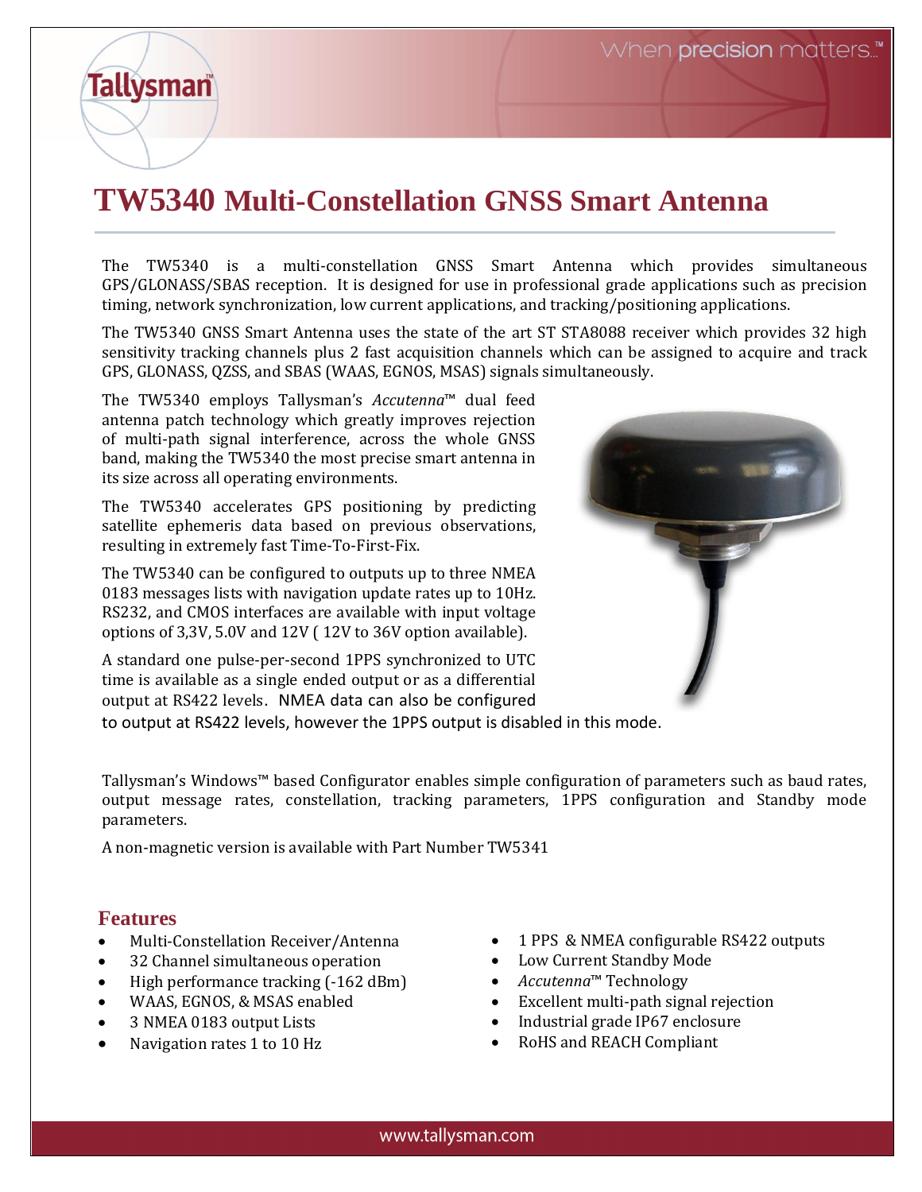# TW5340 Multi-Constellation GNSS Smart Antenna

The TW5340 is a multi-constellation GNSS Smart Antenna which provides simultaneous GPS/GLONASS/SBAS reception. It is designed for use in professional grade applications such as precision timing, network synchronization, low current applications, and tracking/positioning applications.

The TW5340 GNSS Smart Antenna uses the state of the art ST STA8088 receiver which provides 32 high sensitivity tracking channels plus 2 fast acquisition channels which can be assigned to acquire and track GPS, GLONASS, QZSS, and SBAS (WAAS, EGNOS, MSAS) signals simultaneously.

The TW5340 employs Tallysman's *Accutenna*™ dual feed antenna patch technology which greatly improves rejection of multi-path signal interference, across the whole GNSS band, making the TW5340 the most precise smart antenna in its size across all operating environments.

The TW5340 accelerates GPS positioning by predicting satellite ephemeris data based on previous observations, resulting in extremely fast Time-To-First-Fix.

The TW5340 can be configured to outputs up to three NMEA 0183 messages lists with navigation update rates up to 10Hz. RS232, and CMOS interfaces are available with input voltage options of 3,3V, 5.0V and 12V ( 12V to 36V option available).

A standard one pulse-per-second 1PPS synchronized to UTC time is available as a single ended output or as a differential output at RS422 levels. NMEA data can also be configured to output at RS422 levels, however the 1PPS output is disabled in this mode.

Tallysman's Windows™ based Configurator enables simple configuration of parameters such as baud rates, output message rates, constellation, tracking parameters, 1PPS configuration and Standby mode parameters.

A non-magnetic version is available with Part Number TW5341

## Features

- Multi-Constellation Receiver/Antenna
- 32 Channel simultaneous operation
- High performance tracking (-162 dBm)
- WAAS, EGNOS, & MSAS enabled
- 3 NMEA 0183 output Lists
- Navigation rates 1 to 10 Hz
- 1 PPS & NMEA configurable RS422 outputs
- Low Current Standby Mode
- *Accutenna*™ Technology
- Excellent multi-path signal rejection
- Industrial grade IP67 enclosure
- RoHS and REACH Compliant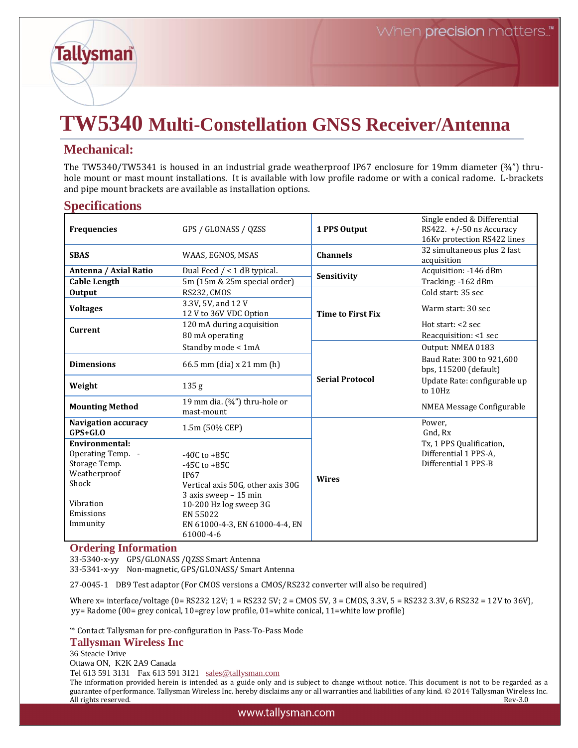# TW5340 Multi-Constellation GNSS Receiver/Antenna

## Mechanical:

The TW5340/TW5341 is housed in an industrial grade weatherproof IP67 enclosure for 19mm diameter (¾") thru-hole mount or mast mount installations. It is available with low profile radome or with a conical radome. L-brackets and pipe mount brackets are available as installation options.

## Specifications

| | | | |
|---|---|---|---|
| **Frequencies** | GPS / GLONASS / QZSS | **1 PPS Output** | Single ended & Differential RS422. +/-50 ns Accuracy 16Kv protection RS422 lines |
| **SBAS** | WAAS, EGNOS, MSAS | **Channels** | 32 simultaneous plus 2 fast acquisition |
| **Antenna / Axial Ratio** | Dual Feed / < 1 dB typical. | **Sensitivity** | Acquisition: -146 dBm |
| **Cable Length** | 5m (15m & 25m special order) | | Tracking: -162 dBm |
| **Output** | RS232, CMOS | **Time to First Fix** | Cold start: 35 sec |
| **Voltages** | 3.3V, 5V, and 12 V<br>12 V to 36V VDC Option | | Warm start: 30 sec |
| **Current** | 120 mA during acquisition<br>80 mA operating | | Hot start: <2 sec<br>Reacquisition: <1 sec |
| | Standby mode < 1mA | **Serial Protocol** | Output: NMEA 0183 |
| **Dimensions** | 66.5 mm (dia) x 21 mm (h) | | Baud Rate: 300 to 921,600 bps, 115200 (default) |
| **Weight** | 135 g | | Update Rate: configurable up to 10Hz |
| **Mounting Method** | 19 mm dia. (¾") thru-hole or mast-mount | | NMEA Message Configurable |
| **Navigation accuracy GPS+GLO** | 1.5m (50% CEP) | **Wires** | Power,<br>Gnd, Rx<br>Tx, 1 PPS Qualification,<br>Differential 1 PPS-A,<br>Differential 1 PPS-B |
| **Environmental:**<br>Operating Temp. -<br>Storage Temp.<br>Weatherproof<br>Shock<br><br>Vibration<br>Emissions<br>Immunity | <br>-40C to +85C<br>-45C to +85C<br>IP67<br>Vertical axis 50G, other axis 30G<br>3 axis sweep – 15 min<br>10-200 Hz log sweep 3G<br>EN 55022<br>EN 61000-4-3, EN 61000-4-4, EN 61000-4-6 | | |

## Ordering Information

33-5340-x-yy GPS/GLONASS /QZSS Smart Antenna
33-5341-x-yy Non-magnetic, GPS/GLONASS/ Smart Antenna

27-0045-1 DB9 Test adaptor (For CMOS versions a CMOS/RS232 converter will also be required)

Where x= interface/voltage (0= RS232 12V; 1 = RS232 5V; 2 = CMOS 5V, 3 = CMOS, 3.3V, 5 = RS232 3.3V, 6 RS232 = 12V to 36V),
yy= Radome (00= grey conical, 10=grey low profile, 01=white conical, 11=white low profile)

'* Contact Tallysman for pre-configuration in Pass-To-Pass Mode

## Tallysman Wireless Inc

36 Steacie Drive
Ottawa ON, K2K 2A9 Canada
Tel 613 591 3131 Fax 613 591 3121 sales@tallysman.com

The information provided herein is intended as a guide only and is subject to change without notice. This document is not to be regarded as a guarantee of performance. Tallysman Wireless Inc. hereby disclaims any or all warranties and liabilities of any kind. © 2014 Tallysman Wireless Inc. All rights reserved. Rev-3.0